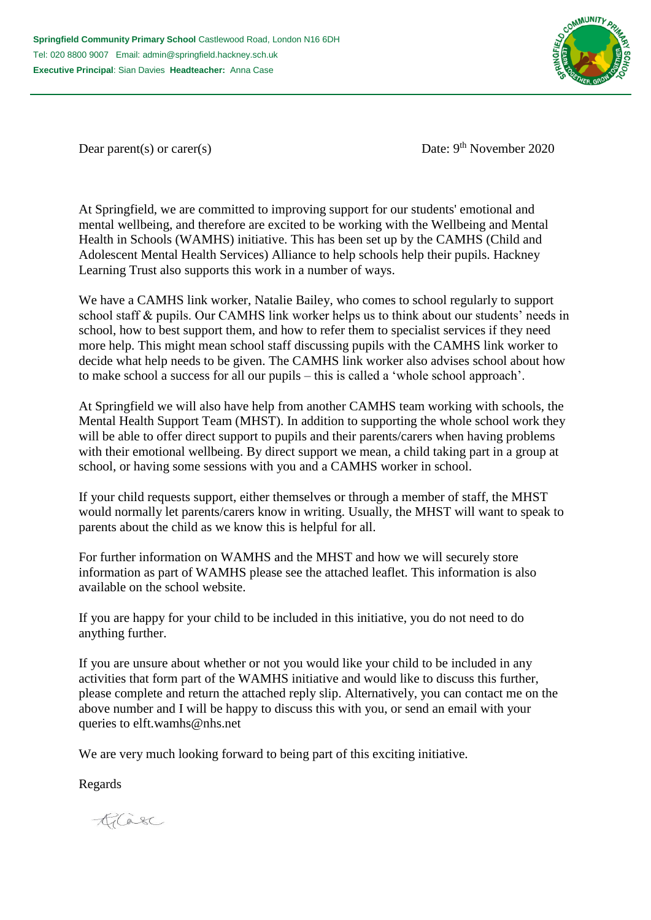**Springfield Community Primary School** Castlewood Road, London N16 6DH
Tel: 020 8800 9007 Email: admin@springfield.hackney.sch.uk
**Executive Principal**: Sian Davies **Headteacher:** Anna Case

Dear parent(s) or carer(s)

Date: 9th November 2020

At Springfield, we are committed to improving support for our students' emotional and mental wellbeing, and therefore are excited to be working with the Wellbeing and Mental Health in Schools (WAMHS) initiative. This has been set up by the CAMHS (Child and Adolescent Mental Health Services) Alliance to help schools help their pupils. Hackney Learning Trust also supports this work in a number of ways.

We have a CAMHS link worker, Natalie Bailey, who comes to school regularly to support school staff & pupils. Our CAMHS link worker helps us to think about our students' needs in school, how to best support them, and how to refer them to specialist services if they need more help. This might mean school staff discussing pupils with the CAMHS link worker to decide what help needs to be given. The CAMHS link worker also advises school about how to make school a success for all our pupils – this is called a 'whole school approach'.

At Springfield we will also have help from another CAMHS team working with schools, the Mental Health Support Team (MHST). In addition to supporting the whole school work they will be able to offer direct support to pupils and their parents/carers when having problems with their emotional wellbeing. By direct support we mean, a child taking part in a group at school, or having some sessions with you and a CAMHS worker in school.

If your child requests support, either themselves or through a member of staff, the MHST would normally let parents/carers know in writing. Usually, the MHST will want to speak to parents about the child as we know this is helpful for all.

For further information on WAMHS and the MHST and how we will securely store information as part of WAMHS please see the attached leaflet. This information is also available on the school website.

If you are happy for your child to be included in this initiative, you do not need to do anything further.

If you are unsure about whether or not you would like your child to be included in any activities that form part of the WAMHS initiative and would like to discuss this further, please complete and return the attached reply slip. Alternatively, you can contact me on the above number and I will be happy to discuss this with you, or send an email with your queries to elft.wamhs@nhs.net

We are very much looking forward to being part of this exciting initiative.

Regards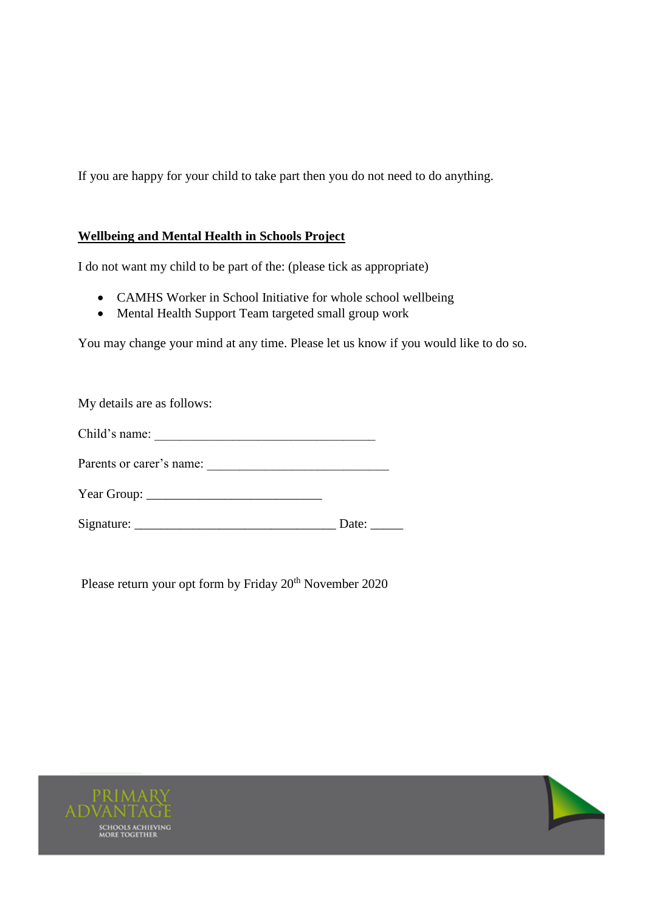If you are happy for your child to take part then you do not need to do anything.

**Wellbeing and Mental Health in Schools Project**

I do not want my child to be part of the: (please tick as appropriate)

- CAMHS Worker in School Initiative for whole school wellbeing
- Mental Health Support Team targeted small group work

You may change your mind at any time. Please let us know if you would like to do so.

My details are as follows:

Child's name: ___________________________________

Parents or carer's name: ____________________________

Year Group: ___________________________

Signature: _______________________________ Date: _____

Please return your opt form by Friday 20th November 2020